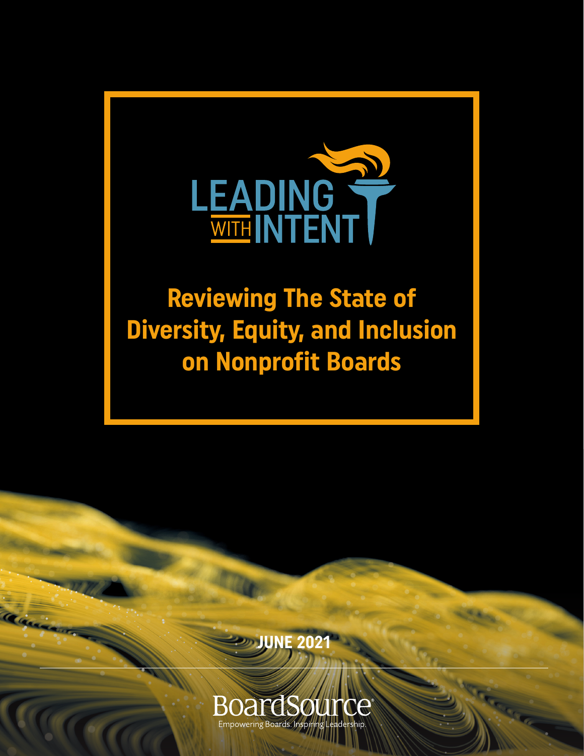# LEADING WITH INTENT

## Reviewing The State of Diversity, Equity, and Inclusion on Nonprofit Boards

**JUNE 2021**

BoardSource

Empowering Boards. Inspiring Leadership.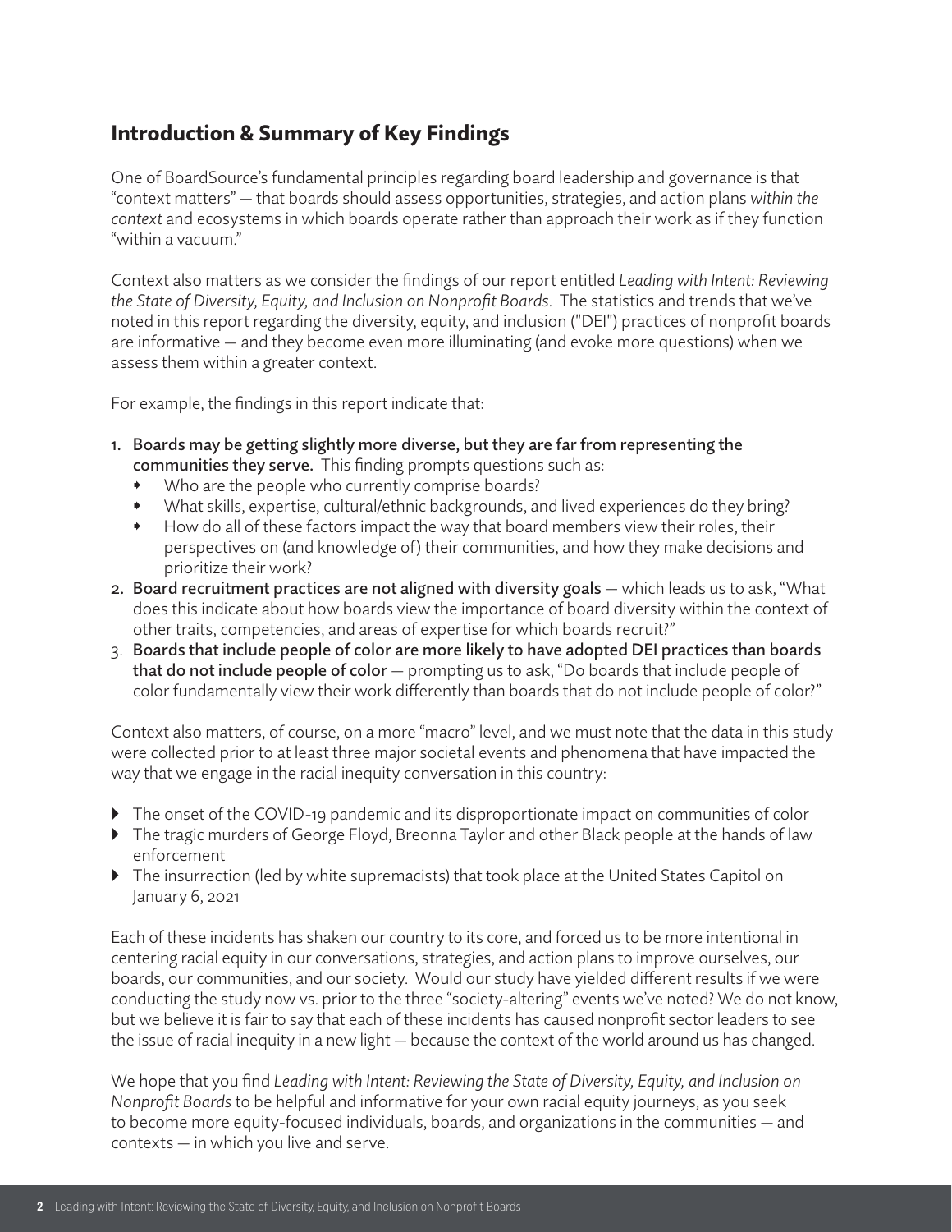## Introduction & Summary of Key Findings

One of BoardSource's fundamental principles regarding board leadership and governance is that "context matters" — that boards should assess opportunities, strategies, and action plans *within the context* and ecosystems in which boards operate rather than approach their work as if they function "within a vacuum."

Context also matters as we consider the findings of our report entitled *Leading with Intent: Reviewing the State of Diversity, Equity, and Inclusion on Nonprofit Boards.* The statistics and trends that we've noted in this report regarding the diversity, equity, and inclusion ("DEI") practices of nonprofit boards are informative — and they become even more illuminating (and evoke more questions) when we assess them within a greater context.

For example, the findings in this report indicate that:

1. Boards may be getting slightly more diverse, but they are far from representing the communities they serve. This finding prompts questions such as:
   - Who are the people who currently comprise boards?
   - What skills, expertise, cultural/ethnic backgrounds, and lived experiences do they bring?
   - How do all of these factors impact the way that board members view their roles, their perspectives on (and knowledge of) their communities, and how they make decisions and prioritize their work?
2. Board recruitment practices are not aligned with diversity goals — which leads us to ask, "What does this indicate about how boards view the importance of board diversity within the context of other traits, competencies, and areas of expertise for which boards recruit?"
3. Boards that include people of color are more likely to have adopted DEI practices than boards that do not include people of color — prompting us to ask, "Do boards that include people of color fundamentally view their work differently than boards that do not include people of color?"

Context also matters, of course, on a more "macro" level, and we must note that the data in this study were collected prior to at least three major societal events and phenomena that have impacted the way that we engage in the racial inequity conversation in this country:

- The onset of the COVID-19 pandemic and its disproportionate impact on communities of color
- The tragic murders of George Floyd, Breonna Taylor and other Black people at the hands of law enforcement
- The insurrection (led by white supremacists) that took place at the United States Capitol on January 6, 2021

Each of these incidents has shaken our country to its core, and forced us to be more intentional in centering racial equity in our conversations, strategies, and action plans to improve ourselves, our boards, our communities, and our society. Would our study have yielded different results if we were conducting the study now vs. prior to the three "society-altering" events we've noted? We do not know, but we believe it is fair to say that each of these incidents has caused nonprofit sector leaders to see the issue of racial inequity in a new light — because the context of the world around us has changed.

We hope that you find *Leading with Intent: Reviewing the State of Diversity, Equity, and Inclusion on Nonprofit Boards* to be helpful and informative for your own racial equity journeys, as you seek to become more equity-focused individuals, boards, and organizations in the communities — and contexts — in which you live and serve.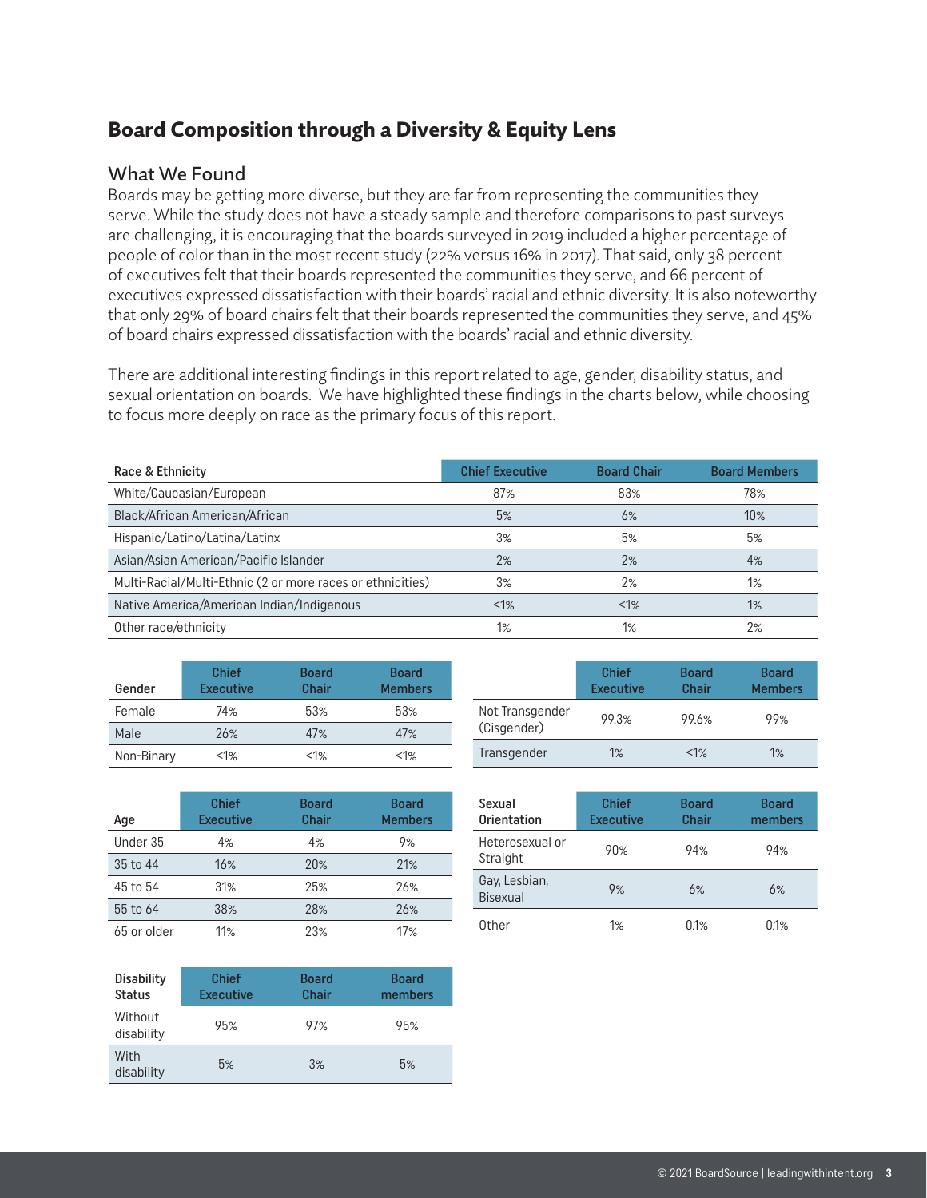## Board Composition through a Diversity & Equity Lens

### What We Found

Boards may be getting more diverse, but they are far from representing the communities they serve. While the study does not have a steady sample and therefore comparisons to past surveys are challenging, it is encouraging that the boards surveyed in 2019 included a higher percentage of people of color than in the most recent study (22% versus 16% in 2017). That said, only 38 percent of executives felt that their boards represented the communities they serve, and 66 percent of executives expressed dissatisfaction with their boards' racial and ethnic diversity. It is also noteworthy that only 29% of board chairs felt that their boards represented the communities they serve, and 45% of board chairs expressed dissatisfaction with the boards' racial and ethnic diversity.

There are additional interesting findings in this report related to age, gender, disability status, and sexual orientation on boards. We have highlighted these findings in the charts below, while choosing to focus more deeply on race as the primary focus of this report.

| Race & Ethnicity | Chief Executive | Board Chair | Board Members |
|---|---|---|---|
| White/Caucasian/European | 87% | 83% | 78% |
| Black/African American/African | 5% | 6% | 10% |
| Hispanic/Latino/Latina/Latinx | 3% | 5% | 5% |
| Asian/Asian American/Pacific Islander | 2% | 2% | 4% |
| Multi-Racial/Multi-Ethnic (2 or more races or ethnicities) | 3% | 2% | 1% |
| Native America/American Indian/Indigenous | <1% | <1% | 1% |
| Other race/ethnicity | 1% | 1% | 2% |

| Gender | Chief Executive | Board Chair | Board Members |
|---|---|---|---|
| Female | 74% | 53% | 53% |
| Male | 26% | 47% | 47% |
| Non-Binary | <1% | <1% | <1% |

| | Chief Executive | Board Chair | Board Members |
|---|---|---|---|
| Not Transgender (Cisgender) | 99.3% | 99.6% | 99% |
| Transgender | 1% | <1% | 1% |

| Age | Chief Executive | Board Chair | Board Members |
|---|---|---|---|
| Under 35 | 4% | 4% | 9% |
| 35 to 44 | 16% | 20% | 21% |
| 45 to 54 | 31% | 25% | 26% |
| 55 to 64 | 38% | 28% | 26% |
| 65 or older | 11% | 23% | 17% |

| Sexual Orientation | Chief Executive | Board Chair | Board members |
|---|---|---|---|
| Heterosexual or Straight | 90% | 94% | 94% |
| Gay, Lesbian, Bisexual | 9% | 6% | 6% |
| Other | 1% | 0.1% | 0.1% |

| Disability Status | Chief Executive | Board Chair | Board members |
|---|---|---|---|
| Without disability | 95% | 97% | 95% |
| With disability | 5% | 3% | 5% |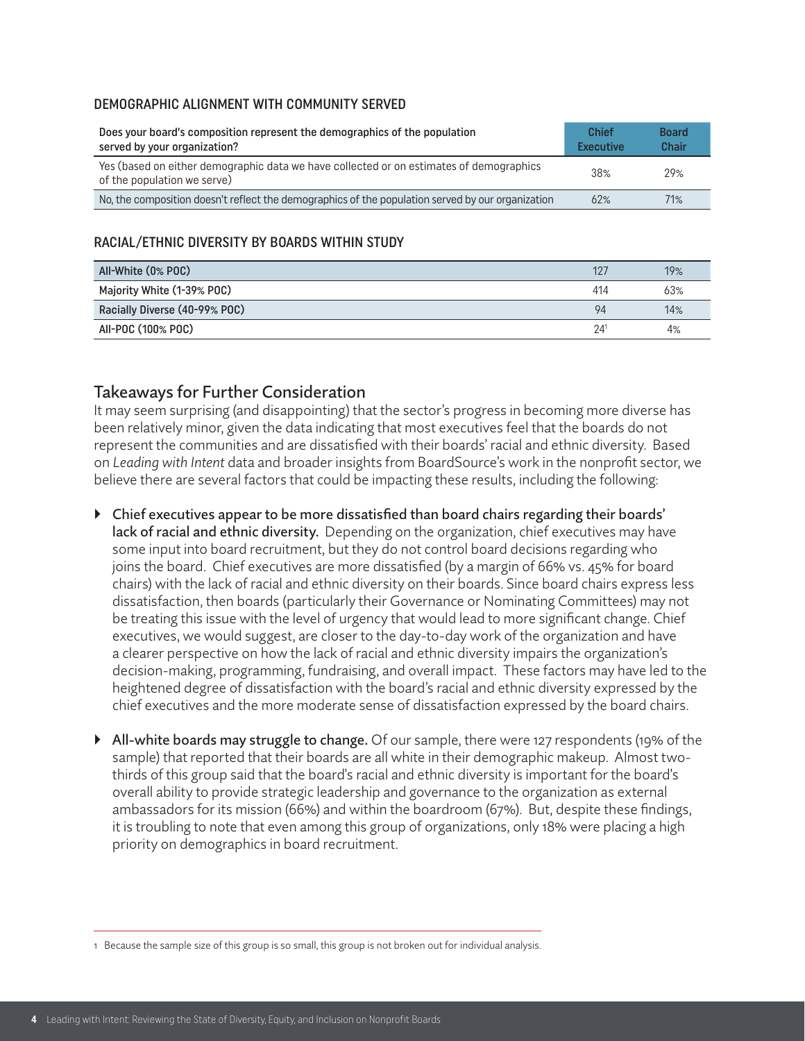### DEMOGRAPHIC ALIGNMENT WITH COMMUNITY SERVED

| Does your board's composition represent the demographics of the population served by your organization? | Chief Executive | Board Chair |
|---|---|---|
| Yes (based on either demographic data we have collected or on estimates of demographics of the population we serve) | 38% | 29% |
| No, the composition doesn't reflect the demographics of the population served by our organization | 62% | 71% |

### RACIAL/ETHNIC DIVERSITY BY BOARDS WITHIN STUDY

| | | |
|---|---|---|
| All-White (0% POC) | 127 | 19% |
| Majority White (1-39% POC) | 414 | 63% |
| Racially Diverse (40-99% POC) | 94 | 14% |
| All-POC (100% POC) | 24[1] | 4% |

## Takeaways for Further Consideration

It may seem surprising (and disappointing) that the sector's progress in becoming more diverse has been relatively minor, given the data indicating that most executives feel that the boards do not represent the communities and are dissatisfied with their boards' racial and ethnic diversity. Based on *Leading with Intent* data and broader insights from BoardSource's work in the nonprofit sector, we believe there are several factors that could be impacting these results, including the following:

- **Chief executives appear to be more dissatisfied than board chairs regarding their boards' lack of racial and ethnic diversity.** Depending on the organization, chief executives may have some input into board recruitment, but they do not control board decisions regarding who joins the board. Chief executives are more dissatisfied (by a margin of 66% vs. 45% for board chairs) with the lack of racial and ethnic diversity on their boards. Since board chairs express less dissatisfaction, then boards (particularly their Governance or Nominating Committees) may not be treating this issue with the level of urgency that would lead to more significant change. Chief executives, we would suggest, are closer to the day-to-day work of the organization and have a clearer perspective on how the lack of racial and ethnic diversity impairs the organization's decision-making, programming, fundraising, and overall impact. These factors may have led to the heightened degree of dissatisfaction with the board's racial and ethnic diversity expressed by the chief executives and the more moderate sense of dissatisfaction expressed by the board chairs.

- **All-white boards may struggle to change.** Of our sample, there were 127 respondents (19% of the sample) that reported that their boards are all white in their demographic makeup. Almost two-thirds of this group said that the board's racial and ethnic diversity is important for the board's overall ability to provide strategic leadership and governance to the organization as external ambassadors for its mission (66%) and within the boardroom (67%). But, despite these findings, it is troubling to note that even among this group of organizations, only 18% were placing a high priority on demographics in board recruitment.

---

1 Because the sample size of this group is so small, this group is not broken out for individual analysis.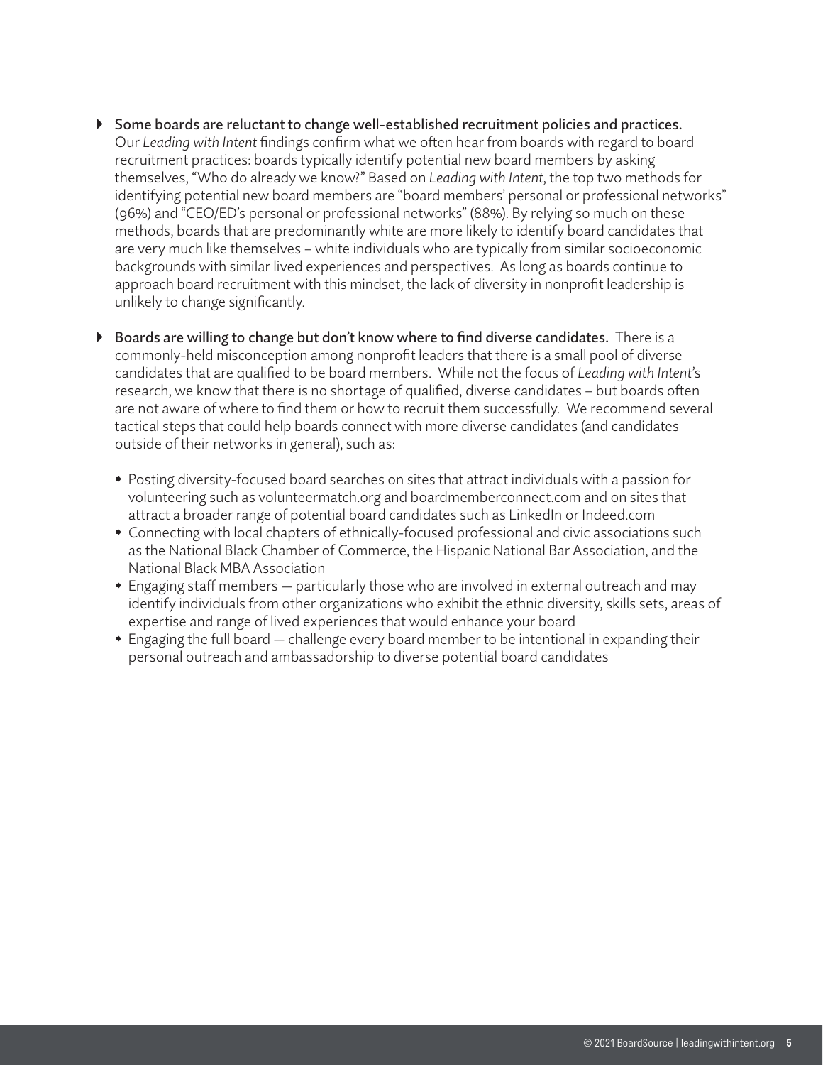- **Some boards are reluctant to change well-established recruitment policies and practices.** Our *Leading with Intent* findings confirm what we often hear from boards with regard to board recruitment practices: boards typically identify potential new board members by asking themselves, "Who do already we know?" Based on *Leading with Intent*, the top two methods for identifying potential new board members are "board members' personal or professional networks" (96%) and "CEO/ED's personal or professional networks" (88%). By relying so much on these methods, boards that are predominantly white are more likely to identify board candidates that are very much like themselves – white individuals who are typically from similar socioeconomic backgrounds with similar lived experiences and perspectives. As long as boards continue to approach board recruitment with this mindset, the lack of diversity in nonprofit leadership is unlikely to change significantly.

- **Boards are willing to change but don't know where to find diverse candidates.** There is a commonly-held misconception among nonprofit leaders that there is a small pool of diverse candidates that are qualified to be board members. While not the focus of *Leading with Intent*'s research, we know that there is no shortage of qualified, diverse candidates – but boards often are not aware of where to find them or how to recruit them successfully. We recommend several tactical steps that could help boards connect with more diverse candidates (and candidates outside of their networks in general), such as:

  - Posting diversity-focused board searches on sites that attract individuals with a passion for volunteering such as volunteermatch.org and boardmemberconnect.com and on sites that attract a broader range of potential board candidates such as LinkedIn or Indeed.com
  - Connecting with local chapters of ethnically-focused professional and civic associations such as the National Black Chamber of Commerce, the Hispanic National Bar Association, and the National Black MBA Association
  - Engaging staff members — particularly those who are involved in external outreach and may identify individuals from other organizations who exhibit the ethnic diversity, skills sets, areas of expertise and range of lived experiences that would enhance your board
  - Engaging the full board — challenge every board member to be intentional in expanding their personal outreach and ambassadorship to diverse potential board candidates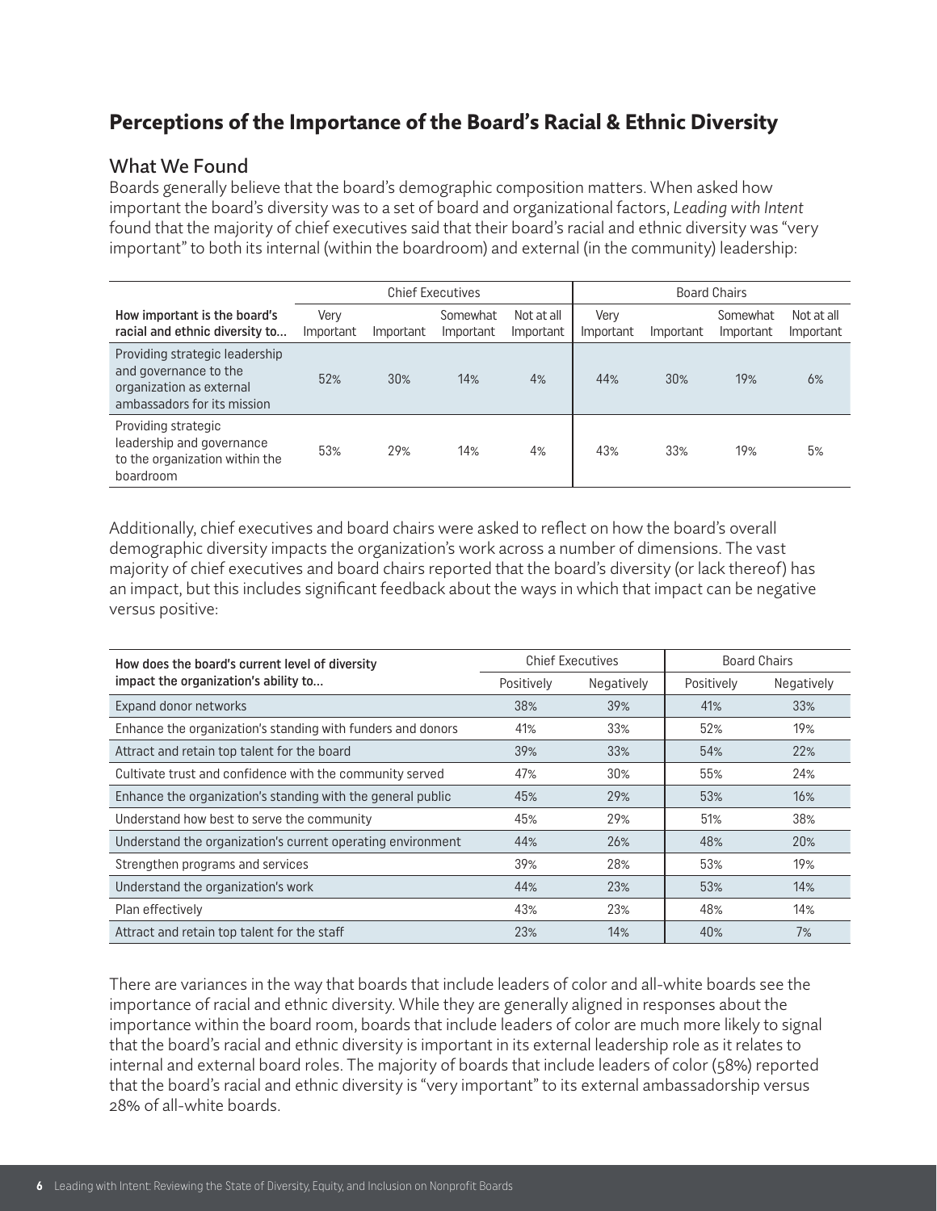## Perceptions of the Importance of the Board's Racial & Ethnic Diversity

### What We Found

Boards generally believe that the board's demographic composition matters. When asked how important the board's diversity was to a set of board and organizational factors, *Leading with Intent* found that the majority of chief executives said that their board's racial and ethnic diversity was "very important" to both its internal (within the boardroom) and external (in the community) leadership:

| | Chief Executives | | | | Board Chairs | | | |
|---|---|---|---|---|---|---|---|---|
| **How important is the board's racial and ethnic diversity to...** | Very Important | Important | Somewhat Important | Not at all Important | Very Important | Important | Somewhat Important | Not at all Important |
| Providing strategic leadership and governance to the organization as external ambassadors for its mission | 52% | 30% | 14% | 4% | 44% | 30% | 19% | 6% |
| Providing strategic leadership and governance to the organization within the boardroom | 53% | 29% | 14% | 4% | 43% | 33% | 19% | 5% |

Additionally, chief executives and board chairs were asked to reflect on how the board's overall demographic diversity impacts the organization's work across a number of dimensions. The vast majority of chief executives and board chairs reported that the board's diversity (or lack thereof) has an impact, but this includes significant feedback about the ways in which that impact can be negative versus positive:

| How does the board's current level of diversity impact the organization's ability to... | Chief Executives | | Board Chairs | |
|---|---|---|---|---|
| | Positively | Negatively | Positively | Negatively |
| Expand donor networks | 38% | 39% | 41% | 33% |
| Enhance the organization's standing with funders and donors | 41% | 33% | 52% | 19% |
| Attract and retain top talent for the board | 39% | 33% | 54% | 22% |
| Cultivate trust and confidence with the community served | 47% | 30% | 55% | 24% |
| Enhance the organization's standing with the general public | 45% | 29% | 53% | 16% |
| Understand how best to serve the community | 45% | 29% | 51% | 38% |
| Understand the organization's current operating environment | 44% | 26% | 48% | 20% |
| Strengthen programs and services | 39% | 28% | 53% | 19% |
| Understand the organization's work | 44% | 23% | 53% | 14% |
| Plan effectively | 43% | 23% | 48% | 14% |
| Attract and retain top talent for the staff | 23% | 14% | 40% | 7% |

There are variances in the way that boards that include leaders of color and all-white boards see the importance of racial and ethnic diversity. While they are generally aligned in responses about the importance within the board room, boards that include leaders of color are much more likely to signal that the board's racial and ethnic diversity is important in its external leadership role as it relates to internal and external board roles. The majority of boards that include leaders of color (58%) reported that the board's racial and ethnic diversity is "very important" to its external ambassadorship versus 28% of all-white boards.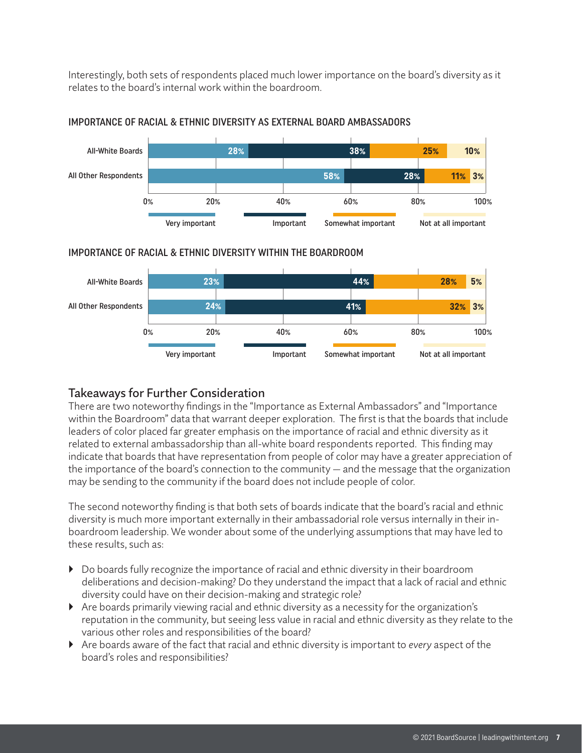Interestingly, both sets of respondents placed much lower importance on the board's diversity as it relates to the board's internal work within the boardroom.

IMPORTANCE OF RACIAL & ETHNIC DIVERSITY AS EXTERNAL BOARD AMBASSADORS

| | Very important | Important | Somewhat important | Not at all important |
|---|---|---|---|---|
| All-White Boards | 28% | 38% | 25% | 10% |
| All Other Respondents | 58% | 28% | 11% | 3% |

IMPORTANCE OF RACIAL & ETHNIC DIVERSITY WITHIN THE BOARDROOM

| | Very important | Important | Somewhat important | Not at all important |
|---|---|---|---|---|
| All-White Boards | 23% | 44% | 28% | 5% |
| All Other Respondents | 24% | 41% | 32% | 3% |

## Takeaways for Further Consideration

There are two noteworthy findings in the "Importance as External Ambassadors" and "Importance within the Boardroom" data that warrant deeper exploration. The first is that the boards that include leaders of color placed far greater emphasis on the importance of racial and ethnic diversity as it related to external ambassadorship than all-white board respondents reported. This finding may indicate that boards that have representation from people of color may have a greater appreciation of the importance of the board's connection to the community — and the message that the organization may be sending to the community if the board does not include people of color.

The second noteworthy finding is that both sets of boards indicate that the board's racial and ethnic diversity is much more important externally in their ambassadorial role versus internally in their in-boardroom leadership. We wonder about some of the underlying assumptions that may have led to these results, such as:

- Do boards fully recognize the importance of racial and ethnic diversity in their boardroom deliberations and decision-making? Do they understand the impact that a lack of racial and ethnic diversity could have on their decision-making and strategic role?
- Are boards primarily viewing racial and ethnic diversity as a necessity for the organization's reputation in the community, but seeing less value in racial and ethnic diversity as they relate to the various other roles and responsibilities of the board?
- Are boards aware of the fact that racial and ethnic diversity is important to *every* aspect of the board's roles and responsibilities?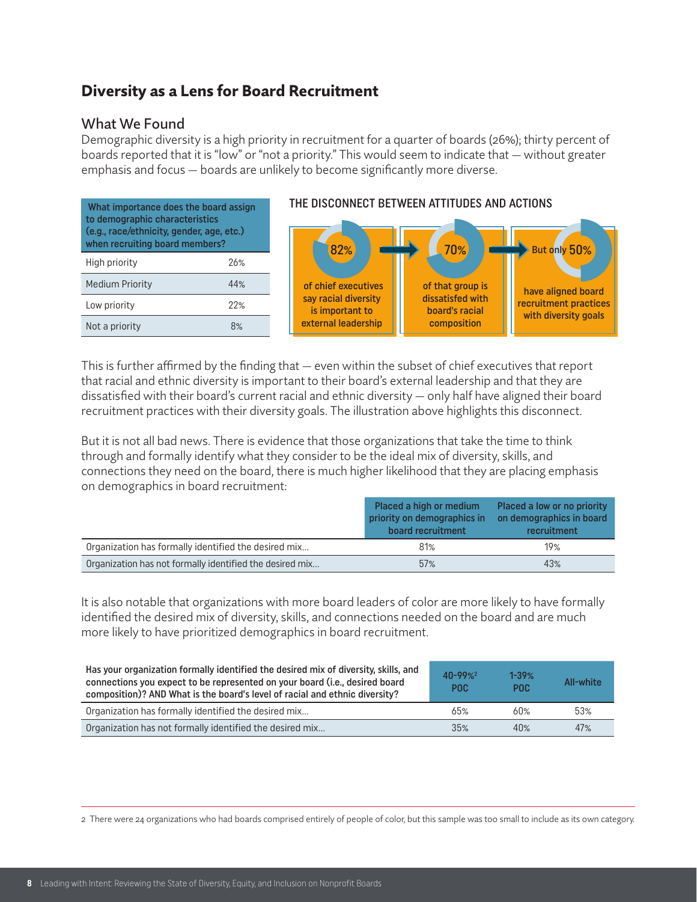## Diversity as a Lens for Board Recruitment

### What We Found

Demographic diversity is a high priority in recruitment for a quarter of boards (26%); thirty percent of boards reported that it is "low" or "not a priority." This would seem to indicate that — without greater emphasis and focus — boards are unlikely to become significantly more diverse.

| What importance does the board assign to demographic characteristics (e.g., race/ethnicity, gender, age, etc.) when recruiting board members? | |
|---|---|
| High priority | 26% |
| Medium Priority | 44% |
| Low priority | 22% |
| Not a priority | 8% |

**THE DISCONNECT BETWEEN ATTITUDES AND ACTIONS**

82% of chief executives say racial diversity is important to external leadership → 70% of that group is dissatisfied with board's racial composition → But only 50% have aligned board recruitment practices with diversity goals

This is further affirmed by the finding that — even within the subset of chief executives that report that racial and ethnic diversity is important to their board's external leadership and that they are dissatisfied with their board's current racial and ethnic diversity — only half have aligned their board recruitment practices with their diversity goals. The illustration above highlights this disconnect.

But it is not all bad news. There is evidence that those organizations that take the time to think through and formally identify what they consider to be the ideal mix of diversity, skills, and connections they need on the board, there is much higher likelihood that they are placing emphasis on demographics in board recruitment:

| | Placed a high or medium priority on demographics in board recruitment | Placed a low or no priority on demographics in board recruitment |
|---|---|---|
| Organization has formally identified the desired mix… | 81% | 19% |
| Organization has not formally identified the desired mix… | 57% | 43% |

It is also notable that organizations with more board leaders of color are more likely to have formally identified the desired mix of diversity, skills, and connections needed on the board and are much more likely to have prioritized demographics in board recruitment.

| Has your organization formally identified the desired mix of diversity, skills, and connections you expect to be represented on your board (i.e., desired board composition)? AND What is the board's level of racial and ethnic diversity? | 40-99%[2] POC | 1-39% POC | All-white |
|---|---|---|---|
| Organization has formally identified the desired mix… | 65% | 60% | 53% |
| Organization has not formally identified the desired mix… | 35% | 40% | 47% |

2 There were 24 organizations who had boards comprised entirely of people of color, but this sample was too small to include as its own category.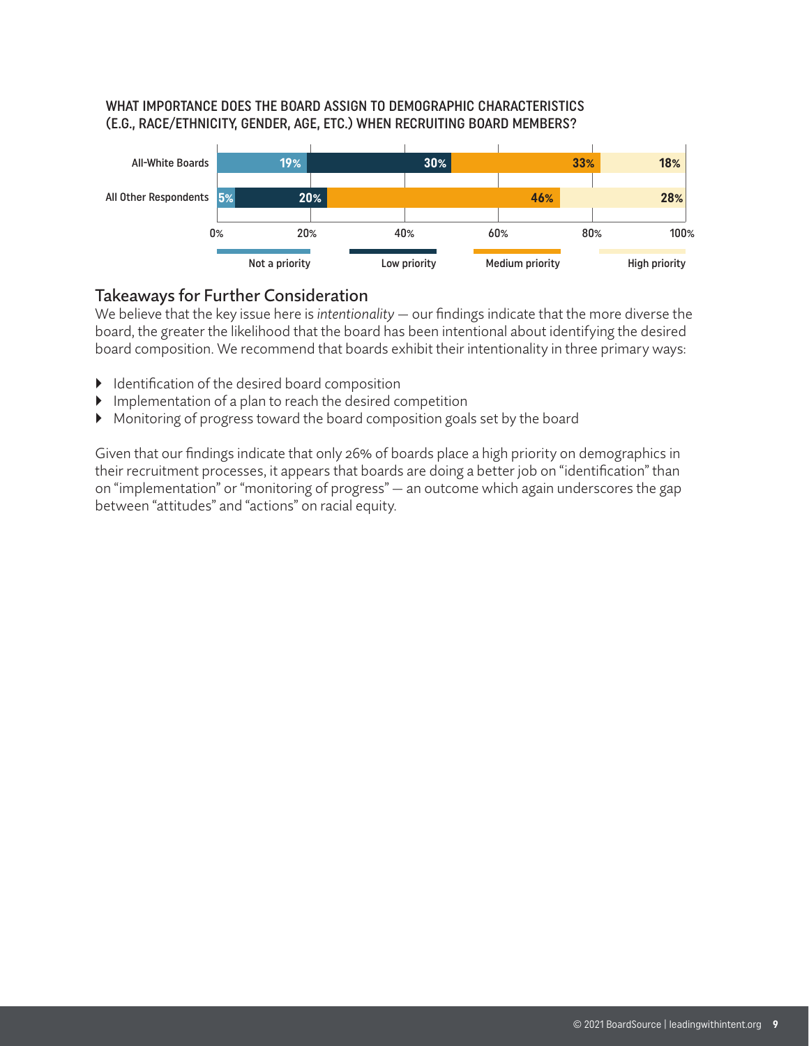WHAT IMPORTANCE DOES THE BOARD ASSIGN TO DEMOGRAPHIC CHARACTERISTICS (E.G., RACE/ETHNICITY, GENDER, AGE, ETC.) WHEN RECRUITING BOARD MEMBERS?

| | Not a priority | Low priority | Medium priority | High priority |
| --- | --- | --- | --- | --- |
| All-White Boards | 19% | 30% | 33% | 18% |
| All Other Respondents | 5% | 20% | 46% | 28% |

## Takeaways for Further Consideration

We believe that the key issue here is *intentionality* — our findings indicate that the more diverse the board, the greater the likelihood that the board has been intentional about identifying the desired board composition. We recommend that boards exhibit their intentionality in three primary ways:

- Identification of the desired board composition
- Implementation of a plan to reach the desired competition
- Monitoring of progress toward the board composition goals set by the board

Given that our findings indicate that only 26% of boards place a high priority on demographics in their recruitment processes, it appears that boards are doing a better job on "identification" than on "implementation" or "monitoring of progress" — an outcome which again underscores the gap between "attitudes" and "actions" on racial equity.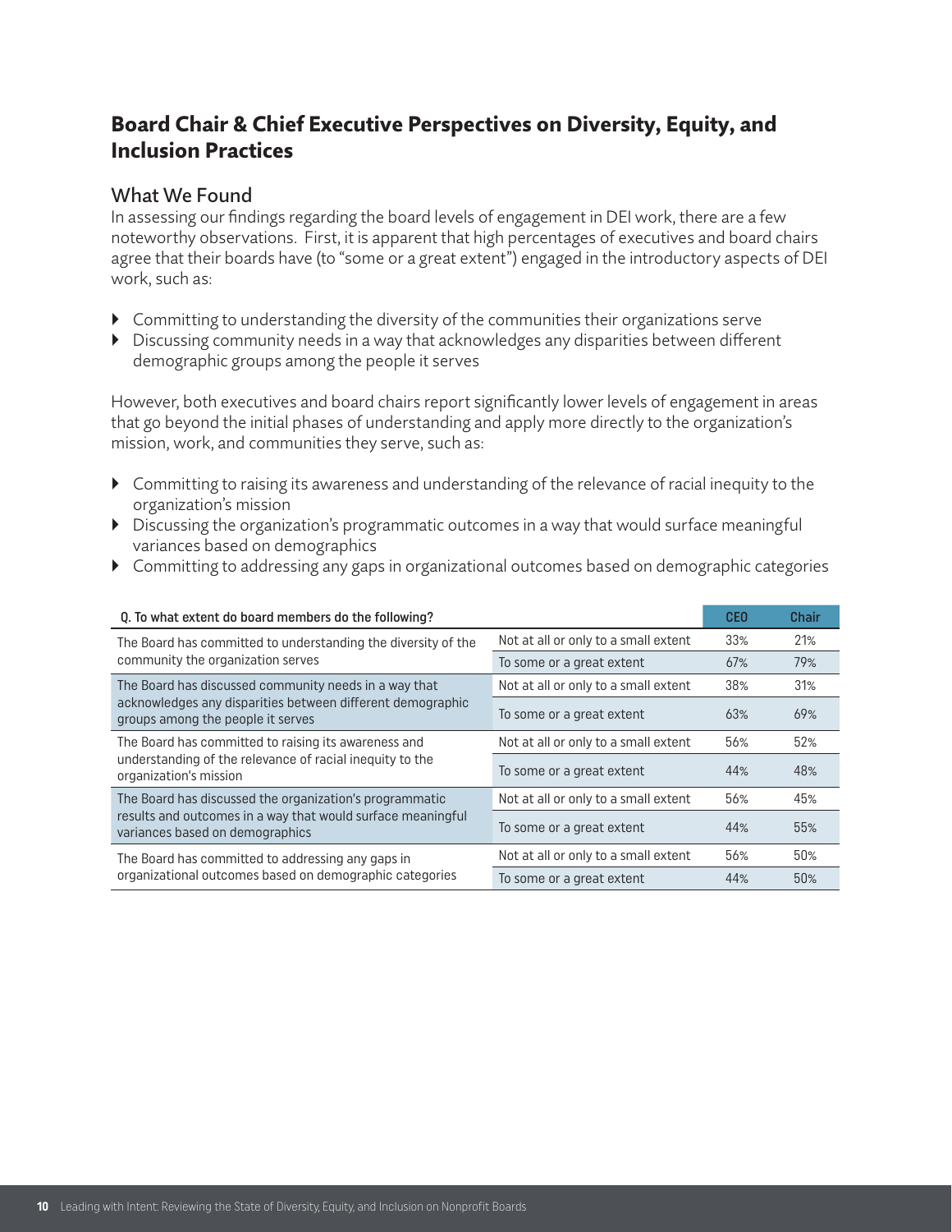## Board Chair & Chief Executive Perspectives on Diversity, Equity, and Inclusion Practices

### What We Found

In assessing our findings regarding the board levels of engagement in DEI work, there are a few noteworthy observations. First, it is apparent that high percentages of executives and board chairs agree that their boards have (to "some or a great extent") engaged in the introductory aspects of DEI work, such as:

- Committing to understanding the diversity of the communities their organizations serve
- Discussing community needs in a way that acknowledges any disparities between different demographic groups among the people it serves

However, both executives and board chairs report significantly lower levels of engagement in areas that go beyond the initial phases of understanding and apply more directly to the organization's mission, work, and communities they serve, such as:

- Committing to raising its awareness and understanding of the relevance of racial inequity to the organization's mission
- Discussing the organization's programmatic outcomes in a way that would surface meaningful variances based on demographics
- Committing to addressing any gaps in organizational outcomes based on demographic categories

| Q. To what extent do board members do the following? | | CEO | Chair |
|---|---|---|---|
| The Board has committed to understanding the diversity of the community the organization serves | Not at all or only to a small extent | 33% | 21% |
| | To some or a great extent | 67% | 79% |
| The Board has discussed community needs in a way that acknowledges any disparities between different demographic groups among the people it serves | Not at all or only to a small extent | 38% | 31% |
| | To some or a great extent | 63% | 69% |
| The Board has committed to raising its awareness and understanding of the relevance of racial inequity to the organization's mission | Not at all or only to a small extent | 56% | 52% |
| | To some or a great extent | 44% | 48% |
| The Board has discussed the organization's programmatic results and outcomes in a way that would surface meaningful variances based on demographics | Not at all or only to a small extent | 56% | 45% |
| | To some or a great extent | 44% | 55% |
| The Board has committed to addressing any gaps in organizational outcomes based on demographic categories | Not at all or only to a small extent | 56% | 50% |
| | To some or a great extent | 44% | 50% |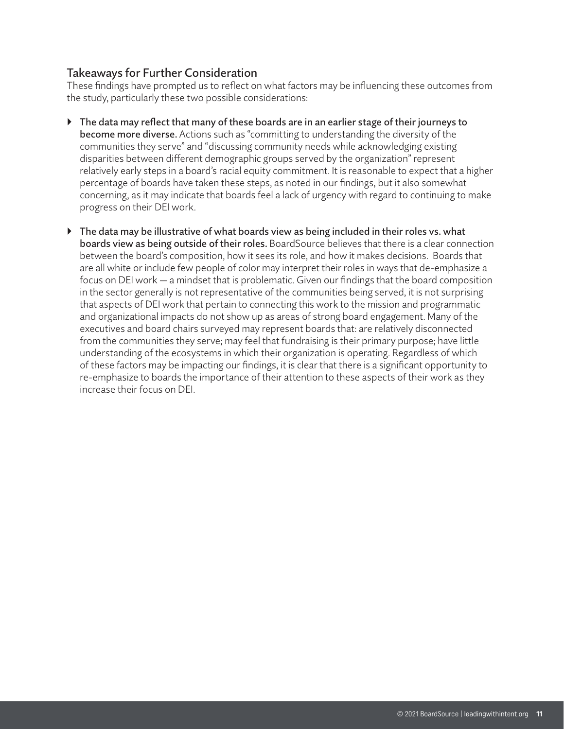## Takeaways for Further Consideration

These findings have prompted us to reflect on what factors may be influencing these outcomes from the study, particularly these two possible considerations:

- **The data may reflect that many of these boards are in an earlier stage of their journeys to become more diverse.** Actions such as "committing to understanding the diversity of the communities they serve" and "discussing community needs while acknowledging existing disparities between different demographic groups served by the organization" represent relatively early steps in a board's racial equity commitment. It is reasonable to expect that a higher percentage of boards have taken these steps, as noted in our findings, but it also somewhat concerning, as it may indicate that boards feel a lack of urgency with regard to continuing to make progress on their DEI work.

- **The data may be illustrative of what boards view as being included in their roles vs. what boards view as being outside of their roles.** BoardSource believes that there is a clear connection between the board's composition, how it sees its role, and how it makes decisions. Boards that are all white or include few people of color may interpret their roles in ways that de-emphasize a focus on DEI work — a mindset that is problematic. Given our findings that the board composition in the sector generally is not representative of the communities being served, it is not surprising that aspects of DEI work that pertain to connecting this work to the mission and programmatic and organizational impacts do not show up as areas of strong board engagement. Many of the executives and board chairs surveyed may represent boards that: are relatively disconnected from the communities they serve; may feel that fundraising is their primary purpose; have little understanding of the ecosystems in which their organization is operating. Regardless of which of these factors may be impacting our findings, it is clear that there is a significant opportunity to re-emphasize to boards the importance of their attention to these aspects of their work as they increase their focus on DEI.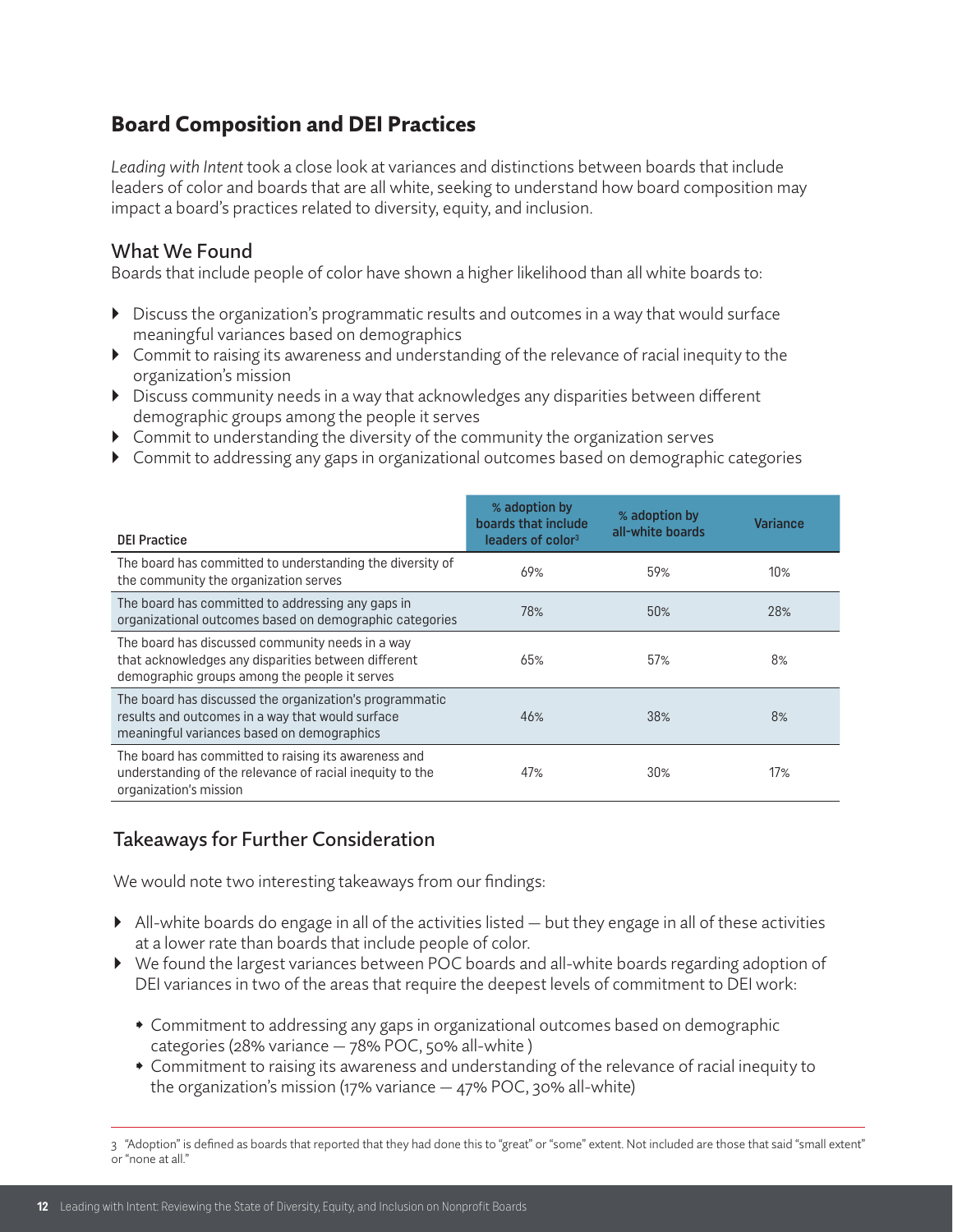## Board Composition and DEI Practices

*Leading with Intent* took a close look at variances and distinctions between boards that include leaders of color and boards that are all white, seeking to understand how board composition may impact a board's practices related to diversity, equity, and inclusion.

### What We Found

Boards that include people of color have shown a higher likelihood than all white boards to:

- Discuss the organization's programmatic results and outcomes in a way that would surface meaningful variances based on demographics
- Commit to raising its awareness and understanding of the relevance of racial inequity to the organization's mission
- Discuss community needs in a way that acknowledges any disparities between different demographic groups among the people it serves
- Commit to understanding the diversity of the community the organization serves
- Commit to addressing any gaps in organizational outcomes based on demographic categories

| DEI Practice | % adoption by boards that include leaders of color[3] | % adoption by all-white boards | Variance |
|---|---|---|---|
| The board has committed to understanding the diversity of the community the organization serves | 69% | 59% | 10% |
| The board has committed to addressing any gaps in organizational outcomes based on demographic categories | 78% | 50% | 28% |
| The board has discussed community needs in a way that acknowledges any disparities between different demographic groups among the people it serves | 65% | 57% | 8% |
| The board has discussed the organization's programmatic results and outcomes in a way that would surface meaningful variances based on demographics | 46% | 38% | 8% |
| The board has committed to raising its awareness and understanding of the relevance of racial inequity to the organization's mission | 47% | 30% | 17% |

### Takeaways for Further Consideration

We would note two interesting takeaways from our findings:

- All-white boards do engage in all of the activities listed — but they engage in all of these activities at a lower rate than boards that include people of color.
- We found the largest variances between POC boards and all-white boards regarding adoption of DEI variances in two of the areas that require the deepest levels of commitment to DEI work:
  - Commitment to addressing any gaps in organizational outcomes based on demographic categories (28% variance — 78% POC, 50% all-white )
  - Commitment to raising its awareness and understanding of the relevance of racial inequity to the organization's mission (17% variance — 47% POC, 30% all-white)

3 "Adoption" is defined as boards that reported that they had done this to "great" or "some" extent. Not included are those that said "small extent" or "none at all."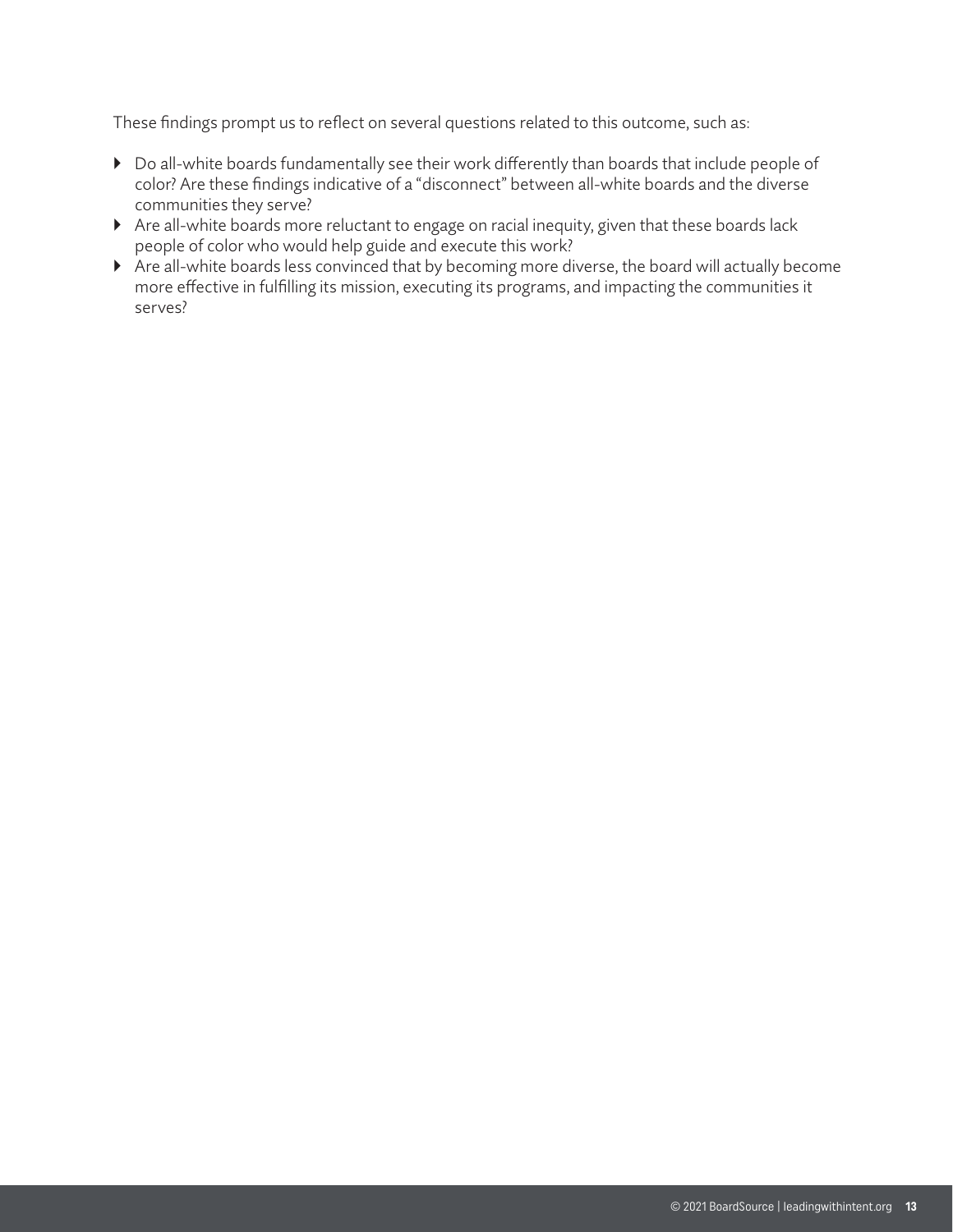These findings prompt us to reflect on several questions related to this outcome, such as:

- Do all-white boards fundamentally see their work differently than boards that include people of color? Are these findings indicative of a "disconnect" between all-white boards and the diverse communities they serve?
- Are all-white boards more reluctant to engage on racial inequity, given that these boards lack people of color who would help guide and execute this work?
- Are all-white boards less convinced that by becoming more diverse, the board will actually become more effective in fulfilling its mission, executing its programs, and impacting the communities it serves?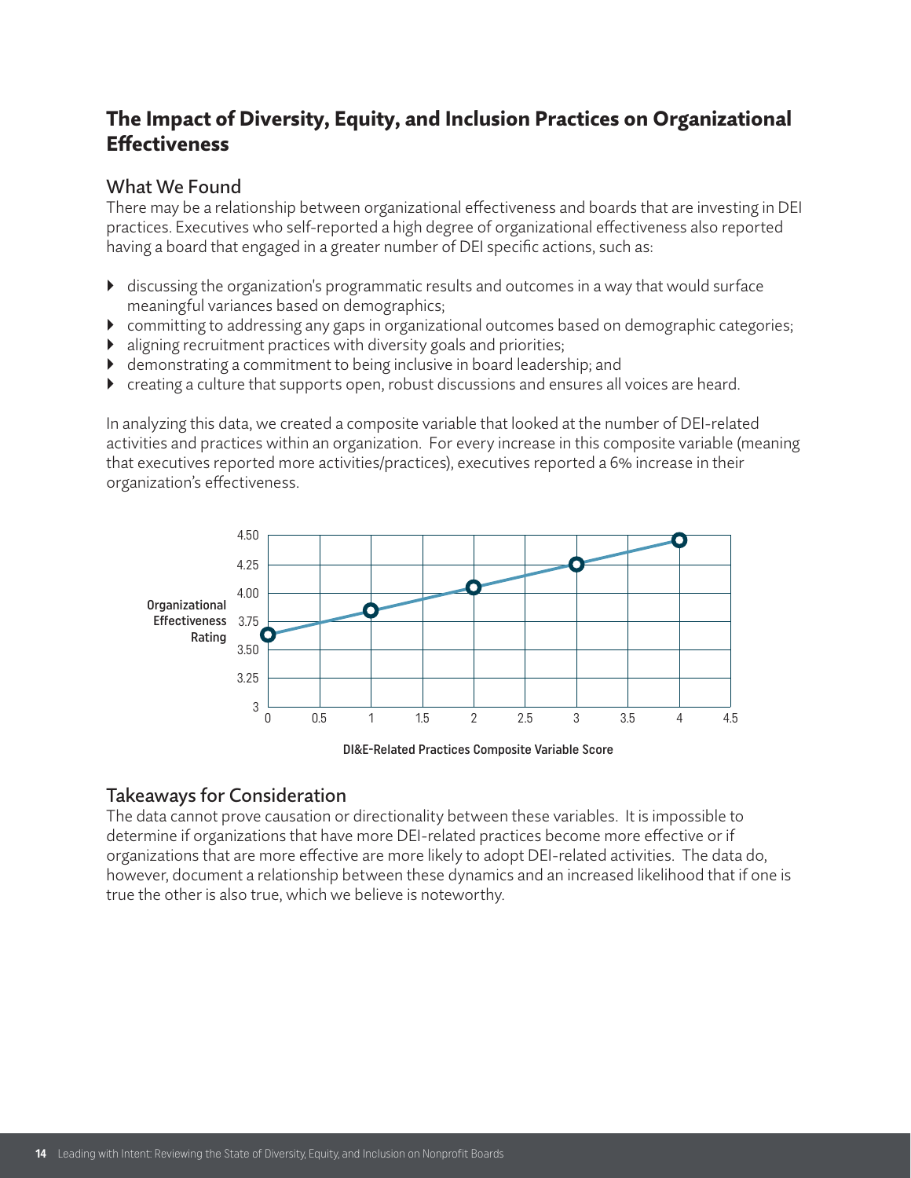## The Impact of Diversity, Equity, and Inclusion Practices on Organizational Effectiveness

### What We Found

There may be a relationship between organizational effectiveness and boards that are investing in DEI practices. Executives who self-reported a high degree of organizational effectiveness also reported having a board that engaged in a greater number of DEI specific actions, such as:

- discussing the organization's programmatic results and outcomes in a way that would surface meaningful variances based on demographics;
- committing to addressing any gaps in organizational outcomes based on demographic categories;
- aligning recruitment practices with diversity goals and priorities;
- demonstrating a commitment to being inclusive in board leadership; and
- creating a culture that supports open, robust discussions and ensures all voices are heard.

In analyzing this data, we created a composite variable that looked at the number of DEI-related activities and practices within an organization. For every increase in this composite variable (meaning that executives reported more activities/practices), executives reported a 6% increase in their organization's effectiveness.

Organizational Effectiveness Rating (y-axis: 3 – 4.50)

DI&E-Related Practices Composite Variable Score (x-axis: 0 – 4.5)

### Takeaways for Consideration

The data cannot prove causation or directionality between these variables. It is impossible to determine if organizations that have more DEI-related practices become more effective or if organizations that are more effective are more likely to adopt DEI-related activities. The data do, however, document a relationship between these dynamics and an increased likelihood that if one is true the other is also true, which we believe is noteworthy.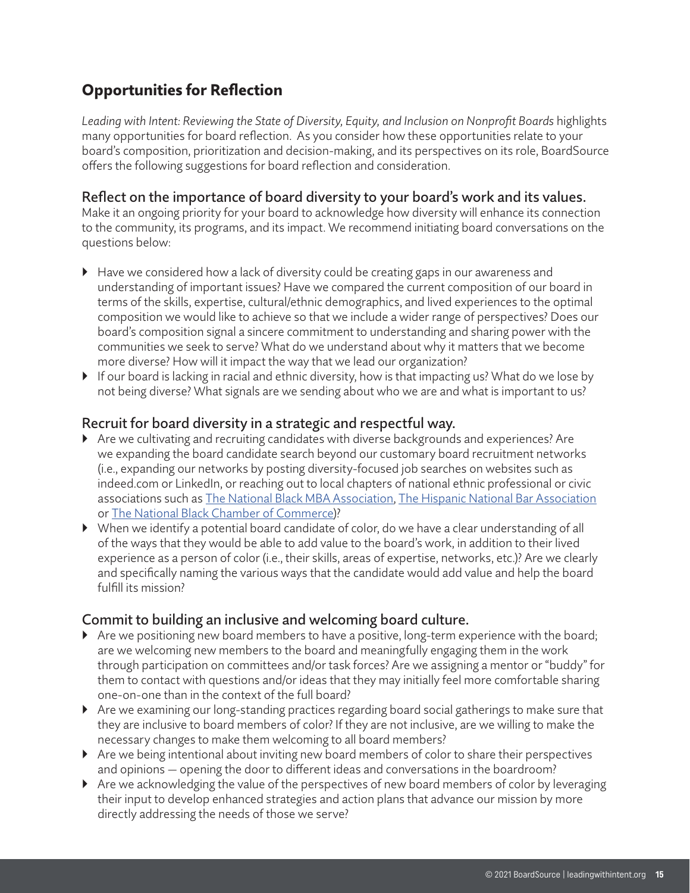## Opportunities for Reflection

*Leading with Intent: Reviewing the State of Diversity, Equity, and Inclusion on Nonprofit Boards* highlights many opportunities for board reflection. As you consider how these opportunities relate to your board's composition, prioritization and decision-making, and its perspectives on its role, BoardSource offers the following suggestions for board reflection and consideration.

### Reflect on the importance of board diversity to your board's work and its values.

Make it an ongoing priority for your board to acknowledge how diversity will enhance its connection to the community, its programs, and its impact. We recommend initiating board conversations on the questions below:

- Have we considered how a lack of diversity could be creating gaps in our awareness and understanding of important issues? Have we compared the current composition of our board in terms of the skills, expertise, cultural/ethnic demographics, and lived experiences to the optimal composition we would like to achieve so that we include a wider range of perspectives? Does our board's composition signal a sincere commitment to understanding and sharing power with the communities we seek to serve? What do we understand about why it matters that we become more diverse? How will it impact the way that we lead our organization?
- If our board is lacking in racial and ethnic diversity, how is that impacting us? What do we lose by not being diverse? What signals are we sending about who we are and what is important to us?

### Recruit for board diversity in a strategic and respectful way.

- Are we cultivating and recruiting candidates with diverse backgrounds and experiences? Are we expanding the board candidate search beyond our customary board recruitment networks (i.e., expanding our networks by posting diversity-focused job searches on websites such as indeed.com or LinkedIn, or reaching out to local chapters of national ethnic professional or civic associations such as The National Black MBA Association, The Hispanic National Bar Association or The National Black Chamber of Commerce)?
- When we identify a potential board candidate of color, do we have a clear understanding of all of the ways that they would be able to add value to the board's work, in addition to their lived experience as a person of color (i.e., their skills, areas of expertise, networks, etc.)? Are we clearly and specifically naming the various ways that the candidate would add value and help the board fulfill its mission?

### Commit to building an inclusive and welcoming board culture.

- Are we positioning new board members to have a positive, long-term experience with the board; are we welcoming new members to the board and meaningfully engaging them in the work through participation on committees and/or task forces? Are we assigning a mentor or "buddy" for them to contact with questions and/or ideas that they may initially feel more comfortable sharing one-on-one than in the context of the full board?
- Are we examining our long-standing practices regarding board social gatherings to make sure that they are inclusive to board members of color? If they are not inclusive, are we willing to make the necessary changes to make them welcoming to all board members?
- Are we being intentional about inviting new board members of color to share their perspectives and opinions — opening the door to different ideas and conversations in the boardroom?
- Are we acknowledging the value of the perspectives of new board members of color by leveraging their input to develop enhanced strategies and action plans that advance our mission by more directly addressing the needs of those we serve?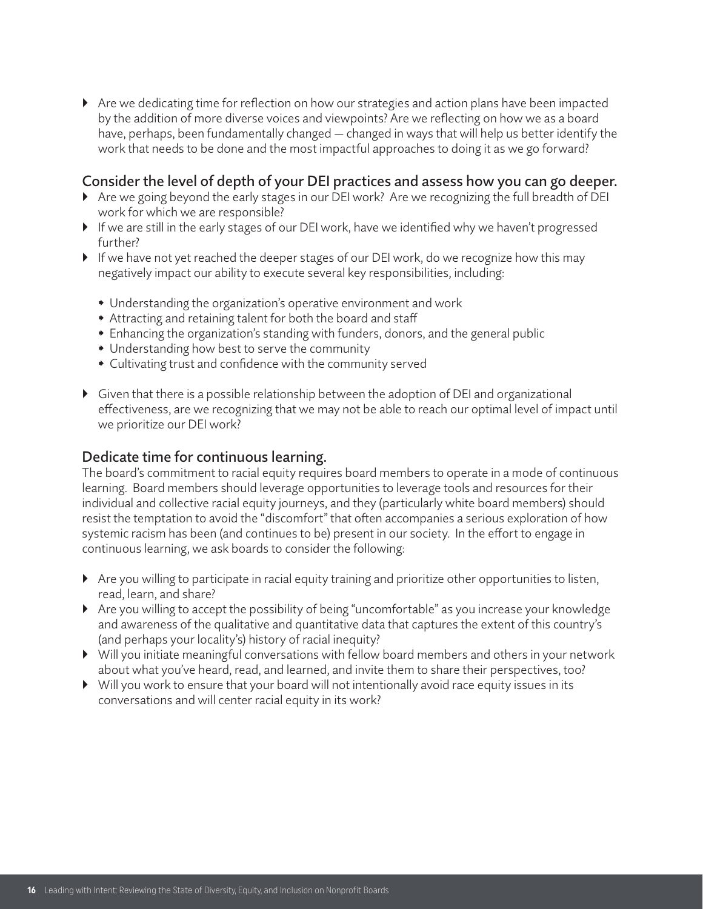- Are we dedicating time for reflection on how our strategies and action plans have been impacted by the addition of more diverse voices and viewpoints? Are we reflecting on how we as a board have, perhaps, been fundamentally changed — changed in ways that will help us better identify the work that needs to be done and the most impactful approaches to doing it as we go forward?

## Consider the level of depth of your DEI practices and assess how you can go deeper.

- Are we going beyond the early stages in our DEI work? Are we recognizing the full breadth of DEI work for which we are responsible?
- If we are still in the early stages of our DEI work, have we identified why we haven't progressed further?
- If we have not yet reached the deeper stages of our DEI work, do we recognize how this may negatively impact our ability to execute several key responsibilities, including:
  - Understanding the organization's operative environment and work
  - Attracting and retaining talent for both the board and staff
  - Enhancing the organization's standing with funders, donors, and the general public
  - Understanding how best to serve the community
  - Cultivating trust and confidence with the community served
- Given that there is a possible relationship between the adoption of DEI and organizational effectiveness, are we recognizing that we may not be able to reach our optimal level of impact until we prioritize our DEI work?

## Dedicate time for continuous learning.

The board's commitment to racial equity requires board members to operate in a mode of continuous learning. Board members should leverage opportunities to leverage tools and resources for their individual and collective racial equity journeys, and they (particularly white board members) should resist the temptation to avoid the "discomfort" that often accompanies a serious exploration of how systemic racism has been (and continues to be) present in our society. In the effort to engage in continuous learning, we ask boards to consider the following:

- Are you willing to participate in racial equity training and prioritize other opportunities to listen, read, learn, and share?
- Are you willing to accept the possibility of being "uncomfortable" as you increase your knowledge and awareness of the qualitative and quantitative data that captures the extent of this country's (and perhaps your locality's) history of racial inequity?
- Will you initiate meaningful conversations with fellow board members and others in your network about what you've heard, read, and learned, and invite them to share their perspectives, too?
- Will you work to ensure that your board will not intentionally avoid race equity issues in its conversations and will center racial equity in its work?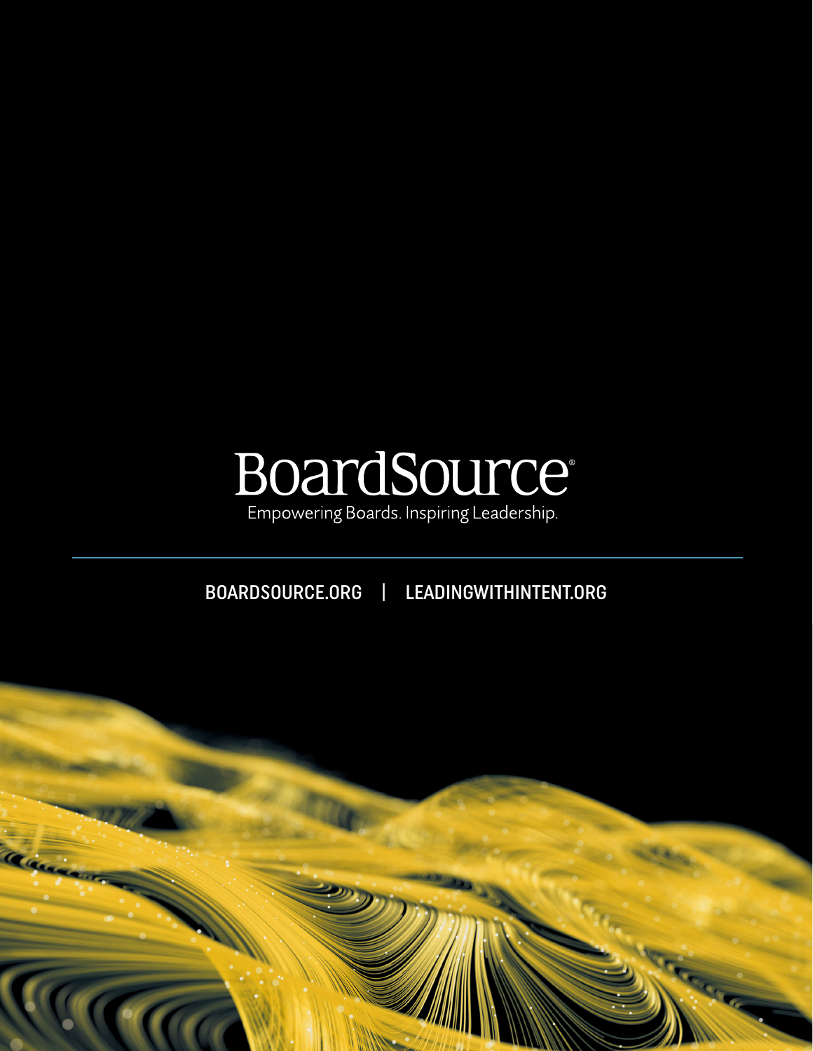BoardSource®

Empowering Boards. Inspiring Leadership.

---

BOARDSOURCE.ORG | LEADINGWITHINTENT.ORG